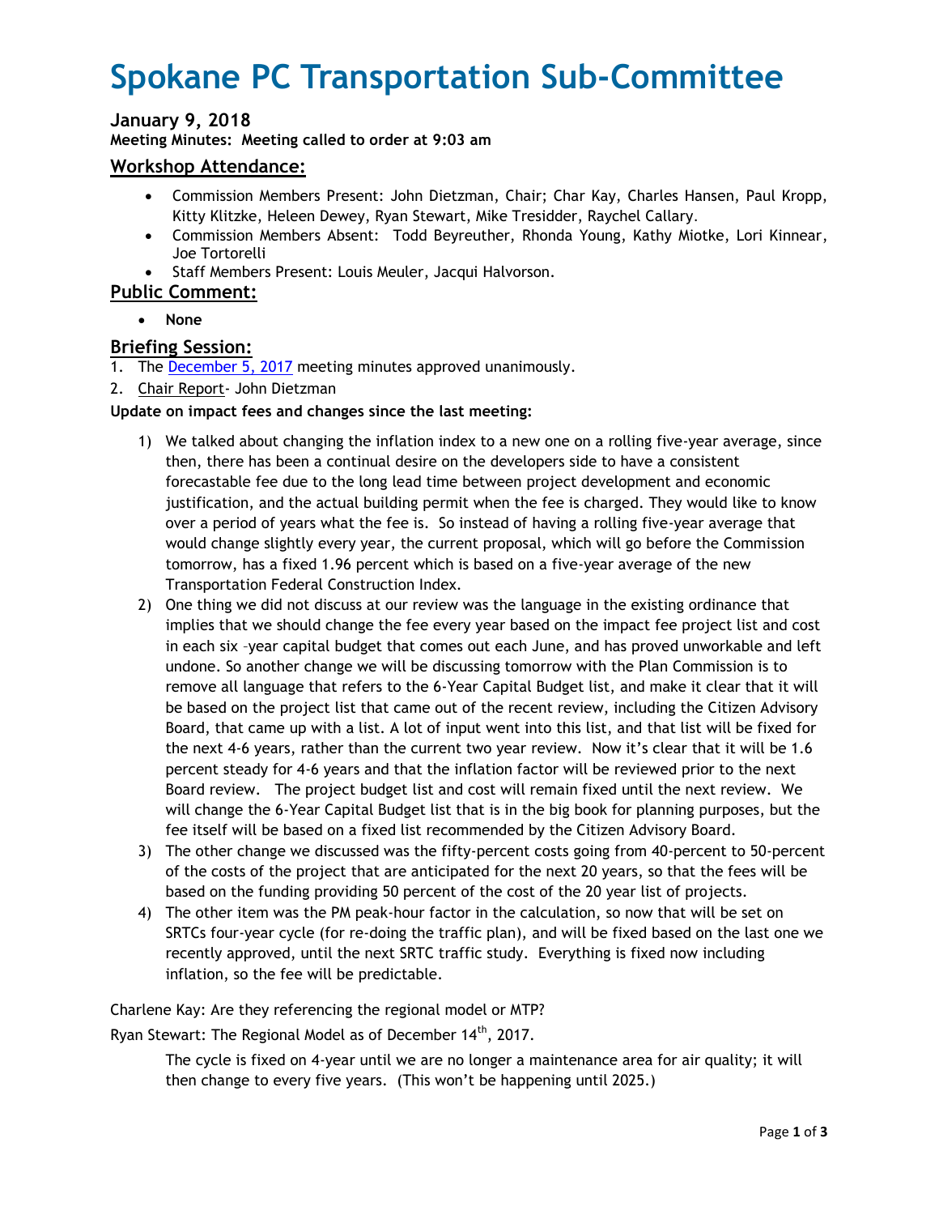# Spokane PC Transportation Sub-Committee

### January 9, 2018

**Meeting Minutes: Meeting called to order at 9:03 am**

## Workshop Attendance:

- Commission Members Present: John Dietzman, Chair; Char Kay, Charles Hansen, Paul Kropp, Kitty Klitzke, Heleen Dewey, Ryan Stewart, Mike Tresidder, Raychel Callary.
- Commission Members Absent: Todd Beyreuther, Rhonda Young, Kathy Miotke, Lori Kinnear, Joe Tortorelli
- Staff Members Present: Louis Meuler, Jacqui Halvorson.

## Public Comment:

- **None**

## Briefing Session:

1. The December 5, 2017 meeting minutes approved unanimously.
2. Chair Report- John Dietzman

**Update on impact fees and changes since the last meeting:**

1) We talked about changing the inflation index to a new one on a rolling five-year average, since then, there has been a continual desire on the developers side to have a consistent forecastable fee due to the long lead time between project development and economic justification, and the actual building permit when the fee is charged. They would like to know over a period of years what the fee is. So instead of having a rolling five-year average that would change slightly every year, the current proposal, which will go before the Commission tomorrow, has a fixed 1.96 percent which is based on a five-year average of the new Transportation Federal Construction Index.
2) One thing we did not discuss at our review was the language in the existing ordinance that implies that we should change the fee every year based on the impact fee project list and cost in each six –year capital budget that comes out each June, and has proved unworkable and left undone. So another change we will be discussing tomorrow with the Plan Commission is to remove all language that refers to the 6-Year Capital Budget list, and make it clear that it will be based on the project list that came out of the recent review, including the Citizen Advisory Board, that came up with a list. A lot of input went into this list, and that list will be fixed for the next 4-6 years, rather than the current two year review. Now it's clear that it will be 1.6 percent steady for 4-6 years and that the inflation factor will be reviewed prior to the next Board review. The project budget list and cost will remain fixed until the next review. We will change the 6-Year Capital Budget list that is in the big book for planning purposes, but the fee itself will be based on a fixed list recommended by the Citizen Advisory Board.
3) The other change we discussed was the fifty-percent costs going from 40-percent to 50-percent of the costs of the project that are anticipated for the next 20 years, so that the fees will be based on the funding providing 50 percent of the cost of the 20 year list of projects.
4) The other item was the PM peak-hour factor in the calculation, so now that will be set on SRTCs four-year cycle (for re-doing the traffic plan), and will be fixed based on the last one we recently approved, until the next SRTC traffic study. Everything is fixed now including inflation, so the fee will be predictable.

Charlene Kay: Are they referencing the regional model or MTP?

Ryan Stewart: The Regional Model as of December 14th, 2017.

The cycle is fixed on 4-year until we are no longer a maintenance area for air quality; it will then change to every five years. (This won't be happening until 2025.)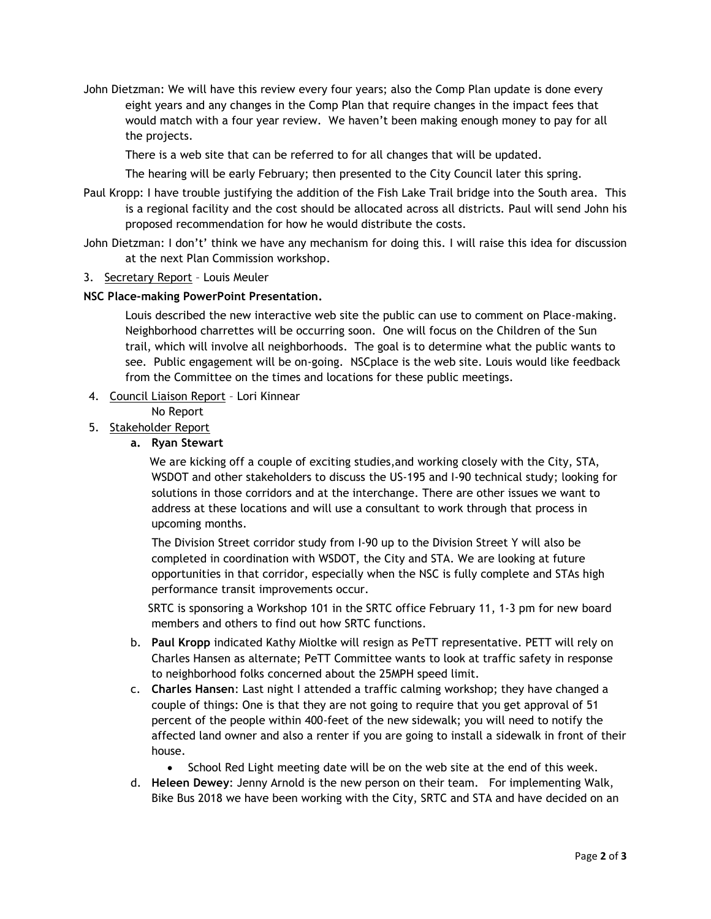John Dietzman: We will have this review every four years; also the Comp Plan update is done every eight years and any changes in the Comp Plan that require changes in the impact fees that would match with a four year review. We haven't been making enough money to pay for all the projects.

There is a web site that can be referred to for all changes that will be updated.

The hearing will be early February; then presented to the City Council later this spring.

Paul Kropp: I have trouble justifying the addition of the Fish Lake Trail bridge into the South area. This is a regional facility and the cost should be allocated across all districts. Paul will send John his proposed recommendation for how he would distribute the costs.

John Dietzman: I don't' think we have any mechanism for doing this. I will raise this idea for discussion at the next Plan Commission workshop.

3. Secretary Report – Louis Meuler

**NSC Place-making PowerPoint Presentation.**

Louis described the new interactive web site the public can use to comment on Place-making. Neighborhood charrettes will be occurring soon. One will focus on the Children of the Sun trail, which will involve all neighborhoods. The goal is to determine what the public wants to see. Public engagement will be on-going. NSCplace is the web site. Louis would like feedback from the Committee on the times and locations for these public meetings.

4. Council Liaison Report – Lori Kinnear

   No Report

5. Stakeholder Report

   a. **Ryan Stewart**

   We are kicking off a couple of exciting studies,and working closely with the City, STA, WSDOT and other stakeholders to discuss the US-195 and I-90 technical study; looking for solutions in those corridors and at the interchange. There are other issues we want to address at these locations and will use a consultant to work through that process in upcoming months.

   The Division Street corridor study from I-90 up to the Division Street Y will also be completed in coordination with WSDOT, the City and STA. We are looking at future opportunities in that corridor, especially when the NSC is fully complete and STAs high performance transit improvements occur.

   SRTC is sponsoring a Workshop 101 in the SRTC office February 11, 1-3 pm for new board members and others to find out how SRTC functions.

   b. **Paul Kropp** indicated Kathy Mioltke will resign as PeTT representative. PETT will rely on Charles Hansen as alternate; PeTT Committee wants to look at traffic safety in response to neighborhood folks concerned about the 25MPH speed limit.

   c. **Charles Hansen**: Last night I attended a traffic calming workshop; they have changed a couple of things: One is that they are not going to require that you get approval of 51 percent of the people within 400-feet of the new sidewalk; you will need to notify the affected land owner and also a renter if you are going to install a sidewalk in front of their house.

      - School Red Light meeting date will be on the web site at the end of this week.

   d. **Heleen Dewey**: Jenny Arnold is the new person on their team. For implementing Walk, Bike Bus 2018 we have been working with the City, SRTC and STA and have decided on an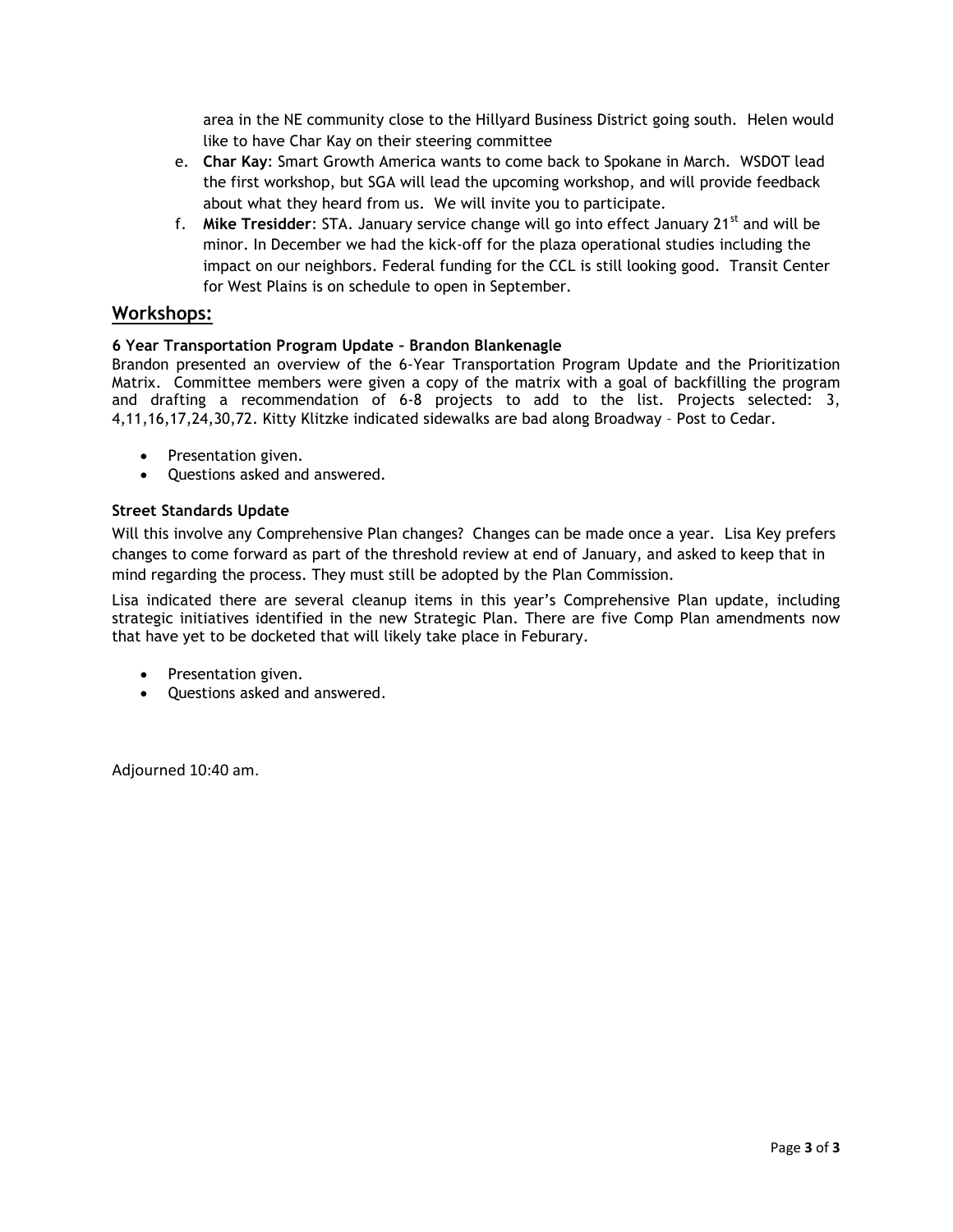area in the NE community close to the Hillyard Business District going south. Helen would like to have Char Kay on their steering committee

e. **Char Kay**: Smart Growth America wants to come back to Spokane in March. WSDOT lead the first workshop, but SGA will lead the upcoming workshop, and will provide feedback about what they heard from us. We will invite you to participate.
f. **Mike Tresidder**: STA. January service change will go into effect January 21st and will be minor. In December we had the kick-off for the plaza operational studies including the impact on our neighbors. Federal funding for the CCL is still looking good. Transit Center for West Plains is on schedule to open in September.

## Workshops:

**6 Year Transportation Program Update – Brandon Blankenagle**

Brandon presented an overview of the 6-Year Transportation Program Update and the Prioritization Matrix. Committee members were given a copy of the matrix with a goal of backfilling the program and drafting a recommendation of 6-8 projects to add to the list. Projects selected: 3, 4,11,16,17,24,30,72. Kitty Klitzke indicated sidewalks are bad along Broadway – Post to Cedar.

- Presentation given.
- Questions asked and answered.

**Street Standards Update**

Will this involve any Comprehensive Plan changes? Changes can be made once a year. Lisa Key prefers changes to come forward as part of the threshold review at end of January, and asked to keep that in mind regarding the process. They must still be adopted by the Plan Commission.

Lisa indicated there are several cleanup items in this year's Comprehensive Plan update, including strategic initiatives identified in the new Strategic Plan. There are five Comp Plan amendments now that have yet to be docketed that will likely take place in Feburary.

- Presentation given.
- Questions asked and answered.

Adjourned 10:40 am.